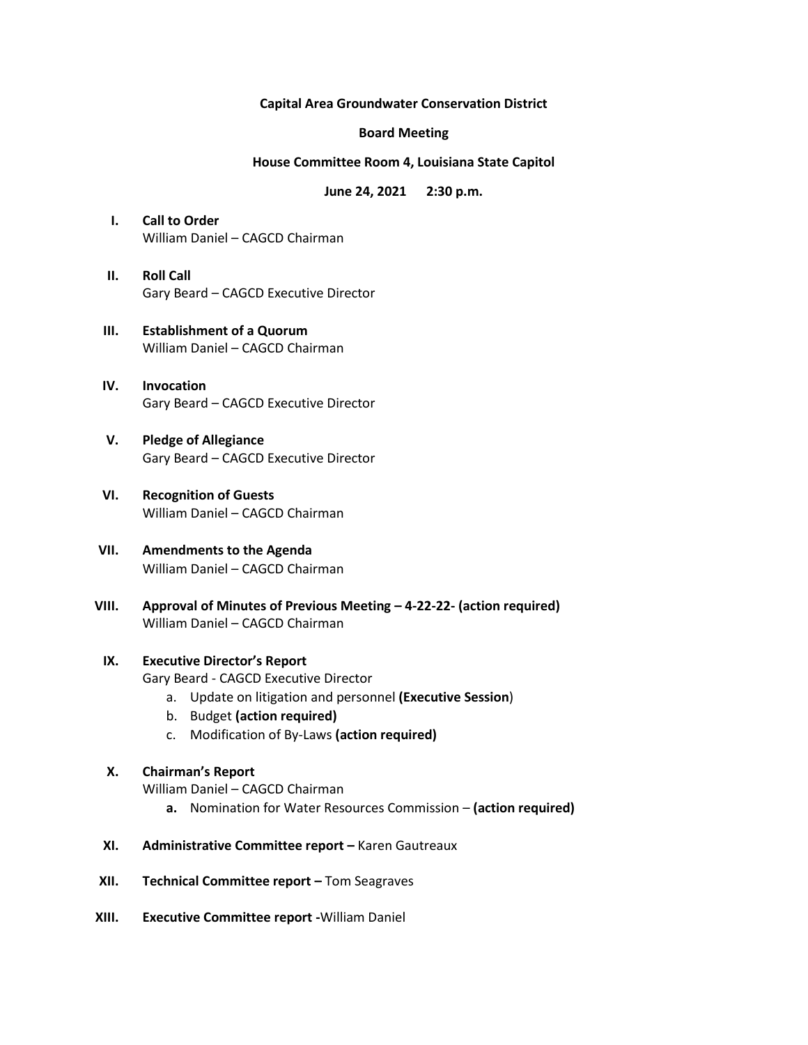**Capital Area Groundwater Conservation District**

**Board Meeting**

**House Committee Room 4, Louisiana State Capitol**

**June 24, 2021 2:30 p.m.**

I. **Call to Order**
William Daniel – CAGCD Chairman

II. **Roll Call**
Gary Beard – CAGCD Executive Director

III. **Establishment of a Quorum**
William Daniel – CAGCD Chairman

IV. **Invocation**
Gary Beard – CAGCD Executive Director

V. **Pledge of Allegiance**
Gary Beard – CAGCD Executive Director

VI. **Recognition of Guests**
William Daniel – CAGCD Chairman

VII. **Amendments to the Agenda**
William Daniel – CAGCD Chairman

VIII. **Approval of Minutes of Previous Meeting – 4-22-22- (action required)**
William Daniel – CAGCD Chairman

IX. **Executive Director's Report**
Gary Beard - CAGCD Executive Director
   a. Update on litigation and personnel **(Executive Session)**
   b. Budget **(action required)**
   c. Modification of By-Laws **(action required)**

X. **Chairman's Report**
William Daniel – CAGCD Chairman
   **a.** Nomination for Water Resources Commission – **(action required)**

XI. **Administrative Committee report –** Karen Gautreaux

XII. **Technical Committee report –** Tom Seagraves

XIII. **Executive Committee report -**William Daniel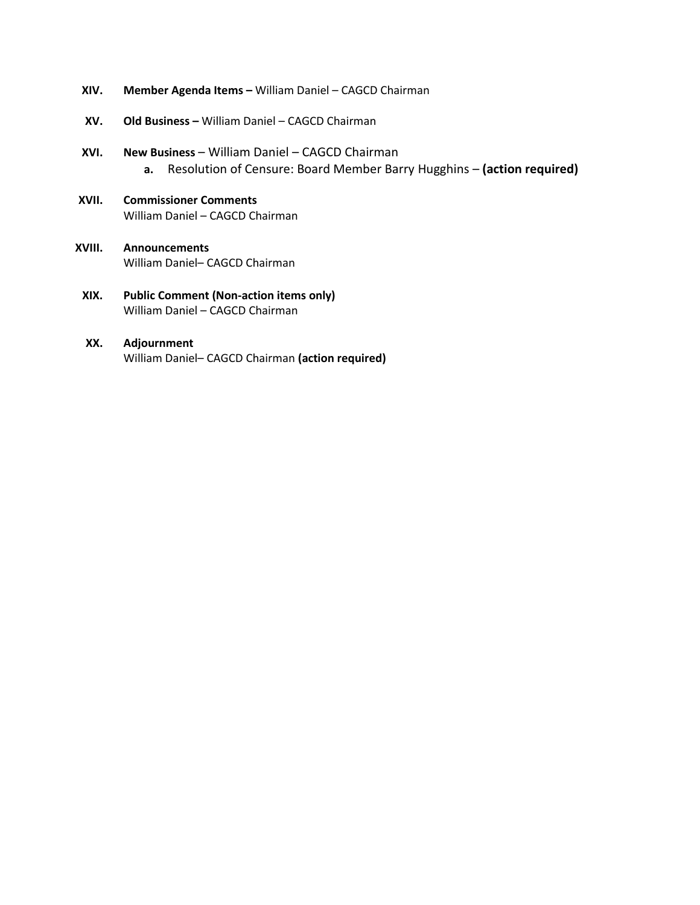XIV. **Member Agenda Items –** William Daniel – CAGCD Chairman

XV. **Old Business –** William Daniel – CAGCD Chairman

XVI. **New Business** – William Daniel – CAGCD Chairman
   - **a.** Resolution of Censure: Board Member Barry Hugghins – **(action required)**

XVII. **Commissioner Comments**
William Daniel – CAGCD Chairman

XVIII. **Announcements**
William Daniel– CAGCD Chairman

XIX. **Public Comment (Non-action items only)**
William Daniel – CAGCD Chairman

XX. **Adjournment**
William Daniel– CAGCD Chairman **(action required)**